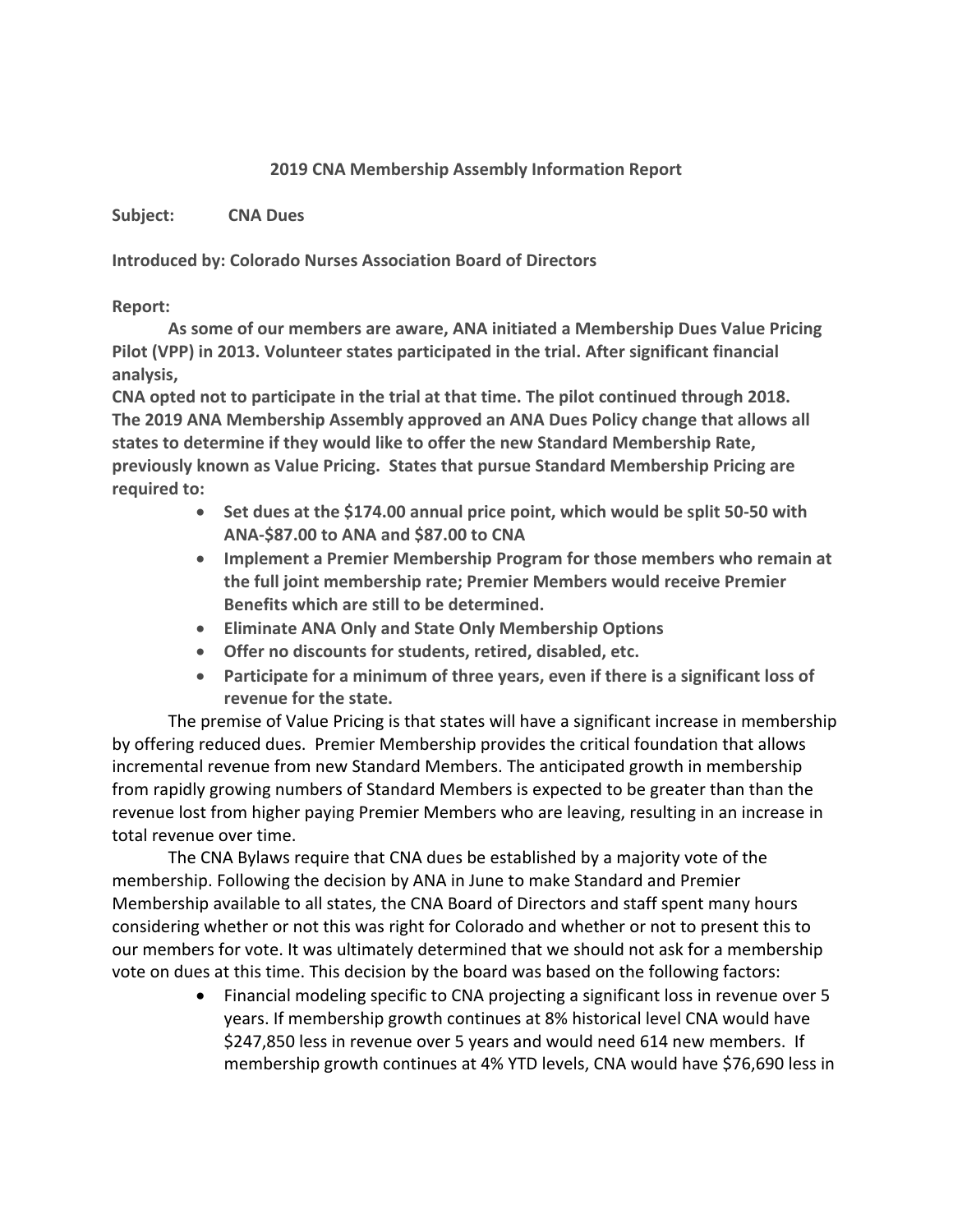**2019 CNA Membership Assembly Information Report**

**Subject:** **CNA Dues**

**Introduced by: Colorado Nurses Association Board of Directors**

**Report:**

**As some of our members are aware, ANA initiated a Membership Dues Value Pricing Pilot (VPP) in 2013. Volunteer states participated in the trial. After significant financial analysis,**
**CNA opted not to participate in the trial at that time. The pilot continued through 2018. The 2019 ANA Membership Assembly approved an ANA Dues Policy change that allows all states to determine if they would like to offer the new Standard Membership Rate, previously known as Value Pricing. States that pursue Standard Membership Pricing are required to:**

- **Set dues at the $174.00 annual price point, which would be split 50-50 with ANA-$87.00 to ANA and $87.00 to CNA**
- **Implement a Premier Membership Program for those members who remain at the full joint membership rate; Premier Members would receive Premier Benefits which are still to be determined.**
- **Eliminate ANA Only and State Only Membership Options**
- **Offer no discounts for students, retired, disabled, etc.**
- **Participate for a minimum of three years, even if there is a significant loss of revenue for the state.**

The premise of Value Pricing is that states will have a significant increase in membership by offering reduced dues. Premier Membership provides the critical foundation that allows incremental revenue from new Standard Members. The anticipated growth in membership from rapidly growing numbers of Standard Members is expected to be greater than than the revenue lost from higher paying Premier Members who are leaving, resulting in an increase in total revenue over time.

The CNA Bylaws require that CNA dues be established by a majority vote of the membership. Following the decision by ANA in June to make Standard and Premier Membership available to all states, the CNA Board of Directors and staff spent many hours considering whether or not this was right for Colorado and whether or not to present this to our members for vote. It was ultimately determined that we should not ask for a membership vote on dues at this time. This decision by the board was based on the following factors:

- Financial modeling specific to CNA projecting a significant loss in revenue over 5 years. If membership growth continues at 8% historical level CNA would have $247,850 less in revenue over 5 years and would need 614 new members. If membership growth continues at 4% YTD levels, CNA would have $76,690 less in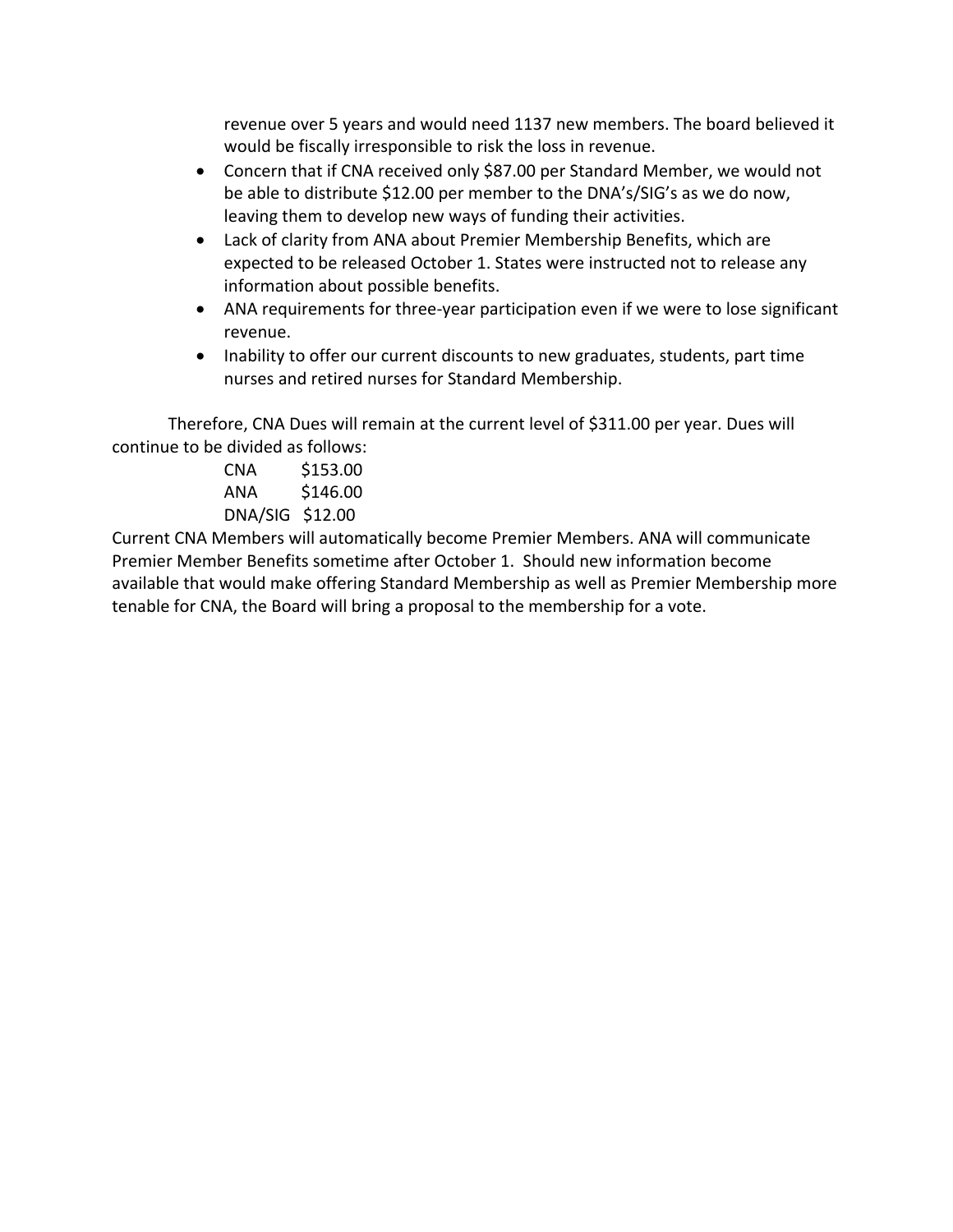revenue over 5 years and would need 1137 new members. The board believed it would be fiscally irresponsible to risk the loss in revenue.

- Concern that if CNA received only $87.00 per Standard Member, we would not be able to distribute $12.00 per member to the DNA's/SIG's as we do now, leaving them to develop new ways of funding their activities.
- Lack of clarity from ANA about Premier Membership Benefits, which are expected to be released October 1. States were instructed not to release any information about possible benefits.
- ANA requirements for three-year participation even if we were to lose significant revenue.
- Inability to offer our current discounts to new graduates, students, part time nurses and retired nurses for Standard Membership.

Therefore, CNA Dues will remain at the current level of $311.00 per year. Dues will continue to be divided as follows:

| | |
|---|---|
| CNA | $153.00 |
| ANA | $146.00 |
| DNA/SIG | $12.00 |

Current CNA Members will automatically become Premier Members. ANA will communicate Premier Member Benefits sometime after October 1. Should new information become available that would make offering Standard Membership as well as Premier Membership more tenable for CNA, the Board will bring a proposal to the membership for a vote.